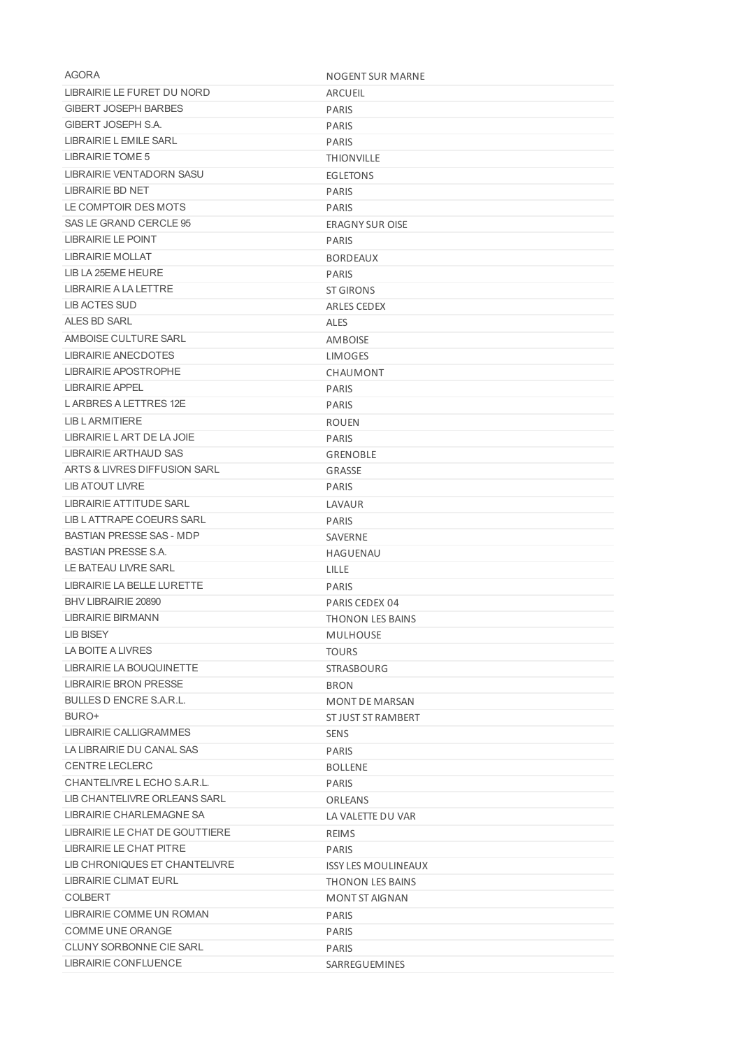| AGORA | NOGENT SUR MARNE |
|---|---|
| LIBRAIRIE LE FURET DU NORD | ARCUEIL |
| GIBERT JOSEPH BARBES | PARIS |
| GIBERT JOSEPH S.A. | PARIS |
| LIBRAIRIE L EMILE SARL | PARIS |
| LIBRAIRIE TOME 5 | THIONVILLE |
| LIBRAIRIE VENTADORN SASU | EGLETONS |
| LIBRAIRIE BD NET | PARIS |
| LE COMPTOIR DES MOTS | PARIS |
| SAS LE GRAND CERCLE 95 | ERAGNY SUR OISE |
| LIBRAIRIE LE POINT | PARIS |
| LIBRAIRIE MOLLAT | BORDEAUX |
| LIB LA 25EME HEURE | PARIS |
| LIBRAIRIE A LA LETTRE | ST GIRONS |
| LIB ACTES SUD | ARLES CEDEX |
| ALES BD SARL | ALES |
| AMBOISE CULTURE SARL | AMBOISE |
| LIBRAIRIE ANECDOTES | LIMOGES |
| LIBRAIRIE APOSTROPHE | CHAUMONT |
| LIBRAIRIE APPEL | PARIS |
| L ARBRES A LETTRES 12E | PARIS |
| LIB L ARMITIERE | ROUEN |
| LIBRAIRIE L ART DE LA JOIE | PARIS |
| LIBRAIRIE ARTHAUD SAS | GRENOBLE |
| ARTS & LIVRES DIFFUSION SARL | GRASSE |
| LIB ATOUT LIVRE | PARIS |
| LIBRAIRIE ATTITUDE SARL | LAVAUR |
| LIB L ATTRAPE COEURS SARL | PARIS |
| BASTIAN PRESSE SAS - MDP | SAVERNE |
| BASTIAN PRESSE S.A. | HAGUENAU |
| LE BATEAU LIVRE SARL | LILLE |
| LIBRAIRIE LA BELLE LURETTE | PARIS |
| BHV LIBRAIRIE 20890 | PARIS CEDEX 04 |
| LIBRAIRIE BIRMANN | THONON LES BAINS |
| LIB BISEY | MULHOUSE |
| LA BOITE A LIVRES | TOURS |
| LIBRAIRIE LA BOUQUINETTE | STRASBOURG |
| LIBRAIRIE BRON PRESSE | BRON |
| BULLES D ENCRE S.A.R.L. | MONT DE MARSAN |
| BURO+ | ST JUST ST RAMBERT |
| LIBRAIRIE CALLIGRAMMES | SENS |
| LA LIBRAIRIE DU CANAL SAS | PARIS |
| CENTRE LECLERC | BOLLENE |
| CHANTELIVRE L ECHO S.A.R.L. | PARIS |
| LIB CHANTELIVRE ORLEANS SARL | ORLEANS |
| LIBRAIRIE CHARLEMAGNE SA | LA VALETTE DU VAR |
| LIBRAIRIE LE CHAT DE GOUTTIERE | REIMS |
| LIBRAIRIE LE CHAT PITRE | PARIS |
| LIB CHRONIQUES ET CHANTELIVRE | ISSY LES MOULINEAUX |
| LIBRAIRIE CLIMAT EURL | THONON LES BAINS |
| COLBERT | MONT ST AIGNAN |
| LIBRAIRIE COMME UN ROMAN | PARIS |
| COMME UNE ORANGE | PARIS |
| CLUNY SORBONNE CIE SARL | PARIS |
| LIBRAIRIE CONFLUENCE | SARREGUEMINES |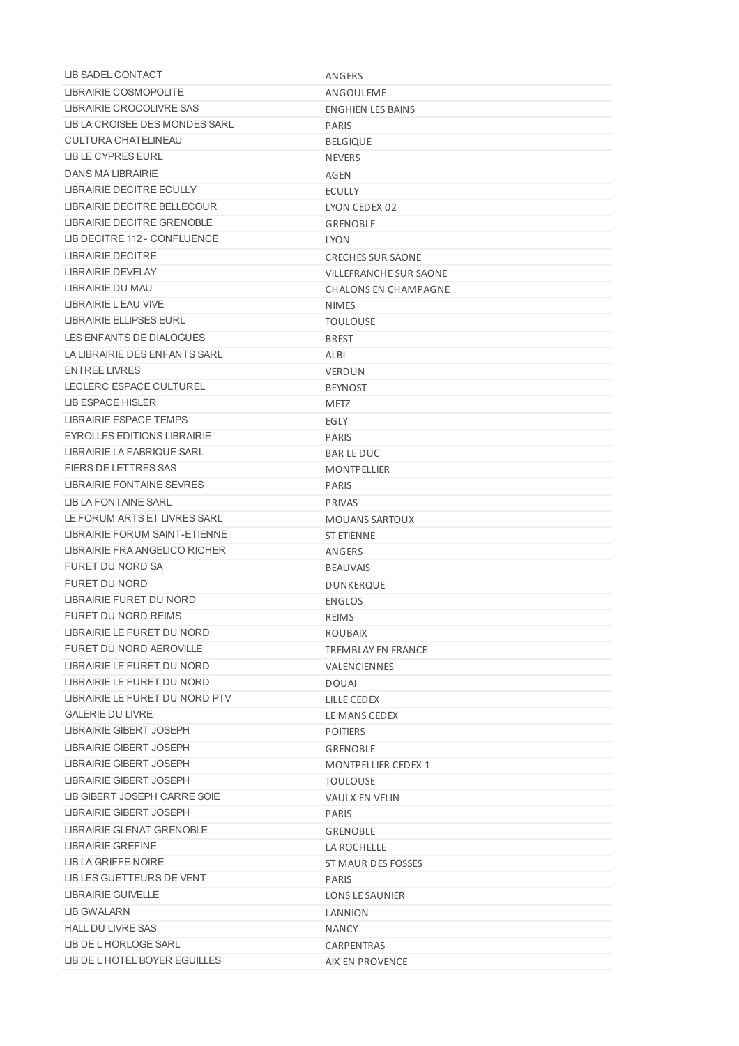| | |
|---|---|
| LIB SADEL CONTACT | ANGERS |
| LIBRAIRIE COSMOPOLITE | ANGOULEME |
| LIBRAIRIE CROCOLIVRE SAS | ENGHIEN LES BAINS |
| LIB LA CROISEE DES MONDES SARL | PARIS |
| CULTURA CHATELINEAU | BELGIQUE |
| LIB LE CYPRES EURL | NEVERS |
| DANS MA LIBRAIRIE | AGEN |
| LIBRAIRIE DECITRE ECULLY | ECULLY |
| LIBRAIRIE DECITRE BELLECOUR | LYON CEDEX 02 |
| LIBRAIRIE DECITRE GRENOBLE | GRENOBLE |
| LIB DECITRE 112 - CONFLUENCE | LYON |
| LIBRAIRIE DECITRE | CRECHES SUR SAONE |
| LIBRAIRIE DEVELAY | VILLEFRANCHE SUR SAONE |
| LIBRAIRIE DU MAU | CHALONS EN CHAMPAGNE |
| LIBRAIRIE L EAU VIVE | NIMES |
| LIBRAIRIE ELLIPSES EURL | TOULOUSE |
| LES ENFANTS DE DIALOGUES | BREST |
| LA LIBRAIRIE DES ENFANTS SARL | ALBI |
| ENTREE LIVRES | VERDUN |
| LECLERC ESPACE CULTUREL | BEYNOST |
| LIB ESPACE HISLER | METZ |
| LIBRAIRIE ESPACE TEMPS | EGLY |
| EYROLLES EDITIONS LIBRAIRIE | PARIS |
| LIBRAIRIE LA FABRIQUE SARL | BAR LE DUC |
| FIERS DE LETTRES SAS | MONTPELLIER |
| LIBRAIRIE FONTAINE SEVRES | PARIS |
| LIB LA FONTAINE SARL | PRIVAS |
| LE FORUM ARTS ET LIVRES SARL | MOUANS SARTOUX |
| LIBRAIRIE FORUM SAINT-ETIENNE | ST ETIENNE |
| LIBRAIRIE FRA ANGELICO RICHER | ANGERS |
| FURET DU NORD SA | BEAUVAIS |
| FURET DU NORD | DUNKERQUE |
| LIBRAIRIE FURET DU NORD | ENGLOS |
| FURET DU NORD REIMS | REIMS |
| LIBRAIRIE LE FURET DU NORD | ROUBAIX |
| FURET DU NORD AEROVILLE | TREMBLAY EN FRANCE |
| LIBRAIRIE LE FURET DU NORD | VALENCIENNES |
| LIBRAIRIE LE FURET DU NORD | DOUAI |
| LIBRAIRIE LE FURET DU NORD PTV | LILLE CEDEX |
| GALERIE DU LIVRE | LE MANS CEDEX |
| LIBRAIRIE GIBERT JOSEPH | POITIERS |
| LIBRAIRIE GIBERT JOSEPH | GRENOBLE |
| LIBRAIRIE GIBERT JOSEPH | MONTPELLIER CEDEX 1 |
| LIBRAIRIE GIBERT JOSEPH | TOULOUSE |
| LIB GIBERT JOSEPH CARRE SOIE | VAULX EN VELIN |
| LIBRAIRIE GIBERT JOSEPH | PARIS |
| LIBRAIRIE GLENAT GRENOBLE | GRENOBLE |
| LIBRAIRIE GREFINE | LA ROCHELLE |
| LIB LA GRIFFE NOIRE | ST MAUR DES FOSSES |
| LIB LES GUETTEURS DE VENT | PARIS |
| LIBRAIRIE GUIVELLE | LONS LE SAUNIER |
| LIB GWALARN | LANNION |
| HALL DU LIVRE SAS | NANCY |
| LIB DE L HORLOGE SARL | CARPENTRAS |
| LIB DE L HOTEL BOYER EGUILLES | AIX EN PROVENCE |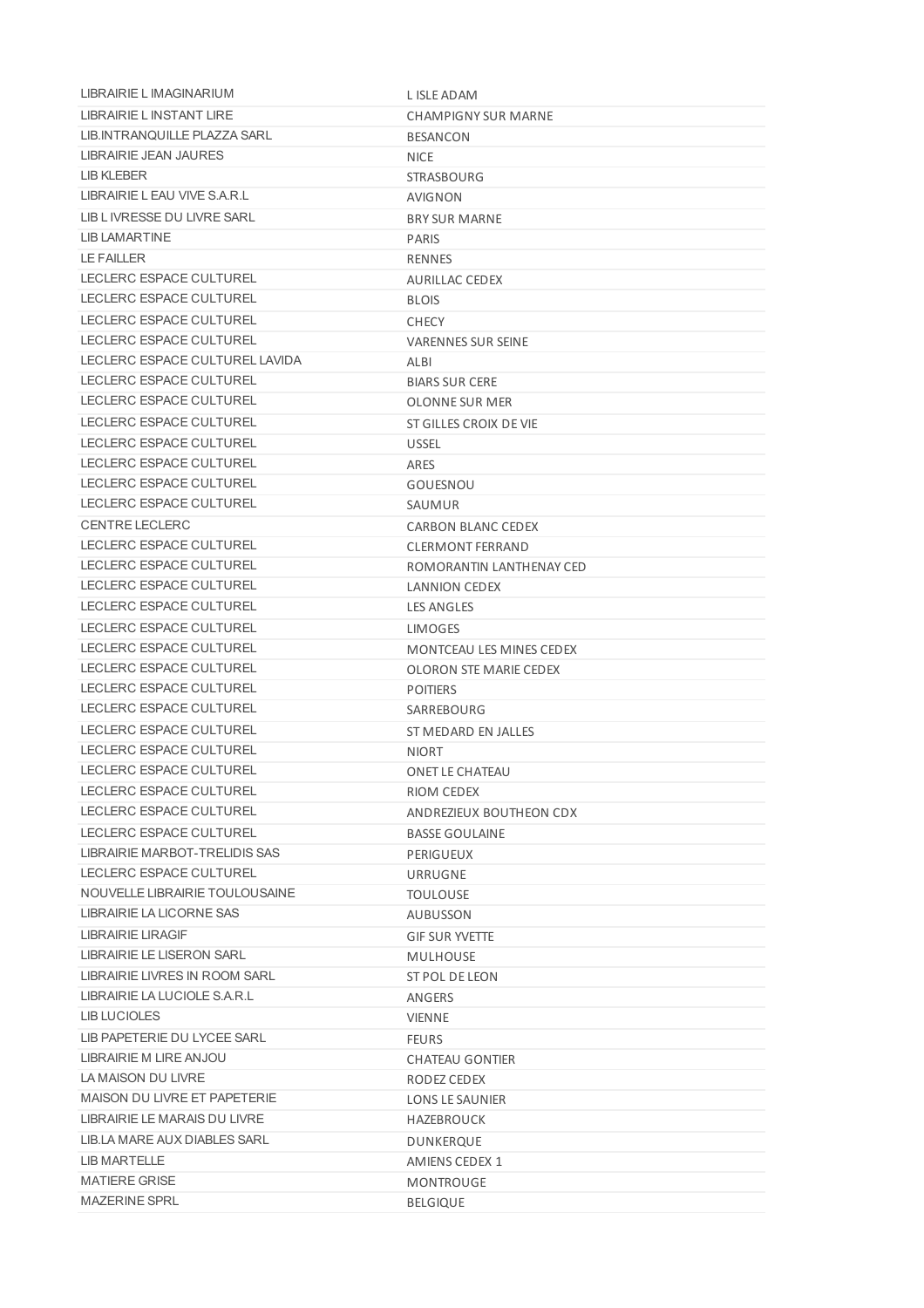| | |
|---|---|
| LIBRAIRIE L IMAGINARIUM | L ISLE ADAM |
| LIBRAIRIE L INSTANT LIRE | CHAMPIGNY SUR MARNE |
| LIB.INTRANQUILLE PLAZZA SARL | BESANCON |
| LIBRAIRIE JEAN JAURES | NICE |
| LIB KLEBER | STRASBOURG |
| LIBRAIRIE L EAU VIVE S.A.R.L | AVIGNON |
| LIB L IVRESSE DU LIVRE SARL | BRY SUR MARNE |
| LIB LAMARTINE | PARIS |
| LE FAILLER | RENNES |
| LECLERC ESPACE CULTUREL | AURILLAC CEDEX |
| LECLERC ESPACE CULTUREL | BLOIS |
| LECLERC ESPACE CULTUREL | CHECY |
| LECLERC ESPACE CULTUREL | VARENNES SUR SEINE |
| LECLERC ESPACE CULTUREL LAVIDA | ALBI |
| LECLERC ESPACE CULTUREL | BIARS SUR CERE |
| LECLERC ESPACE CULTUREL | OLONNE SUR MER |
| LECLERC ESPACE CULTUREL | ST GILLES CROIX DE VIE |
| LECLERC ESPACE CULTUREL | USSEL |
| LECLERC ESPACE CULTUREL | ARES |
| LECLERC ESPACE CULTUREL | GOUESNOU |
| LECLERC ESPACE CULTUREL | SAUMUR |
| CENTRE LECLERC | CARBON BLANC CEDEX |
| LECLERC ESPACE CULTUREL | CLERMONT FERRAND |
| LECLERC ESPACE CULTUREL | ROMORANTIN LANTHENAY CED |
| LECLERC ESPACE CULTUREL | LANNION CEDEX |
| LECLERC ESPACE CULTUREL | LES ANGLES |
| LECLERC ESPACE CULTUREL | LIMOGES |
| LECLERC ESPACE CULTUREL | MONTCEAU LES MINES CEDEX |
| LECLERC ESPACE CULTUREL | OLORON STE MARIE CEDEX |
| LECLERC ESPACE CULTUREL | POITIERS |
| LECLERC ESPACE CULTUREL | SARREBOURG |
| LECLERC ESPACE CULTUREL | ST MEDARD EN JALLES |
| LECLERC ESPACE CULTUREL | NIORT |
| LECLERC ESPACE CULTUREL | ONET LE CHATEAU |
| LECLERC ESPACE CULTUREL | RIOM CEDEX |
| LECLERC ESPACE CULTUREL | ANDREZIEUX BOUTHEON CDX |
| LECLERC ESPACE CULTUREL | BASSE GOULAINE |
| LIBRAIRIE MARBOT-TRELIDIS SAS | PERIGUEUX |
| LECLERC ESPACE CULTUREL | URRUGNE |
| NOUVELLE LIBRAIRIE TOULOUSAINE | TOULOUSE |
| LIBRAIRIE LA LICORNE SAS | AUBUSSON |
| LIBRAIRIE LIRAGIF | GIF SUR YVETTE |
| LIBRAIRIE LE LISERON SARL | MULHOUSE |
| LIBRAIRIE LIVRES IN ROOM SARL | ST POL DE LEON |
| LIBRAIRIE LA LUCIOLE S.A.R.L | ANGERS |
| LIB LUCIOLES | VIENNE |
| LIB PAPETERIE DU LYCEE SARL | FEURS |
| LIBRAIRIE M LIRE ANJOU | CHATEAU GONTIER |
| LA MAISON DU LIVRE | RODEZ CEDEX |
| MAISON DU LIVRE ET PAPETERIE | LONS LE SAUNIER |
| LIBRAIRIE LE MARAIS DU LIVRE | HAZEBROUCK |
| LIB.LA MARE AUX DIABLES SARL | DUNKERQUE |
| LIB MARTELLE | AMIENS CEDEX 1 |
| MATIERE GRISE | MONTROUGE |
| MAZERINE SPRL | BELGIQUE |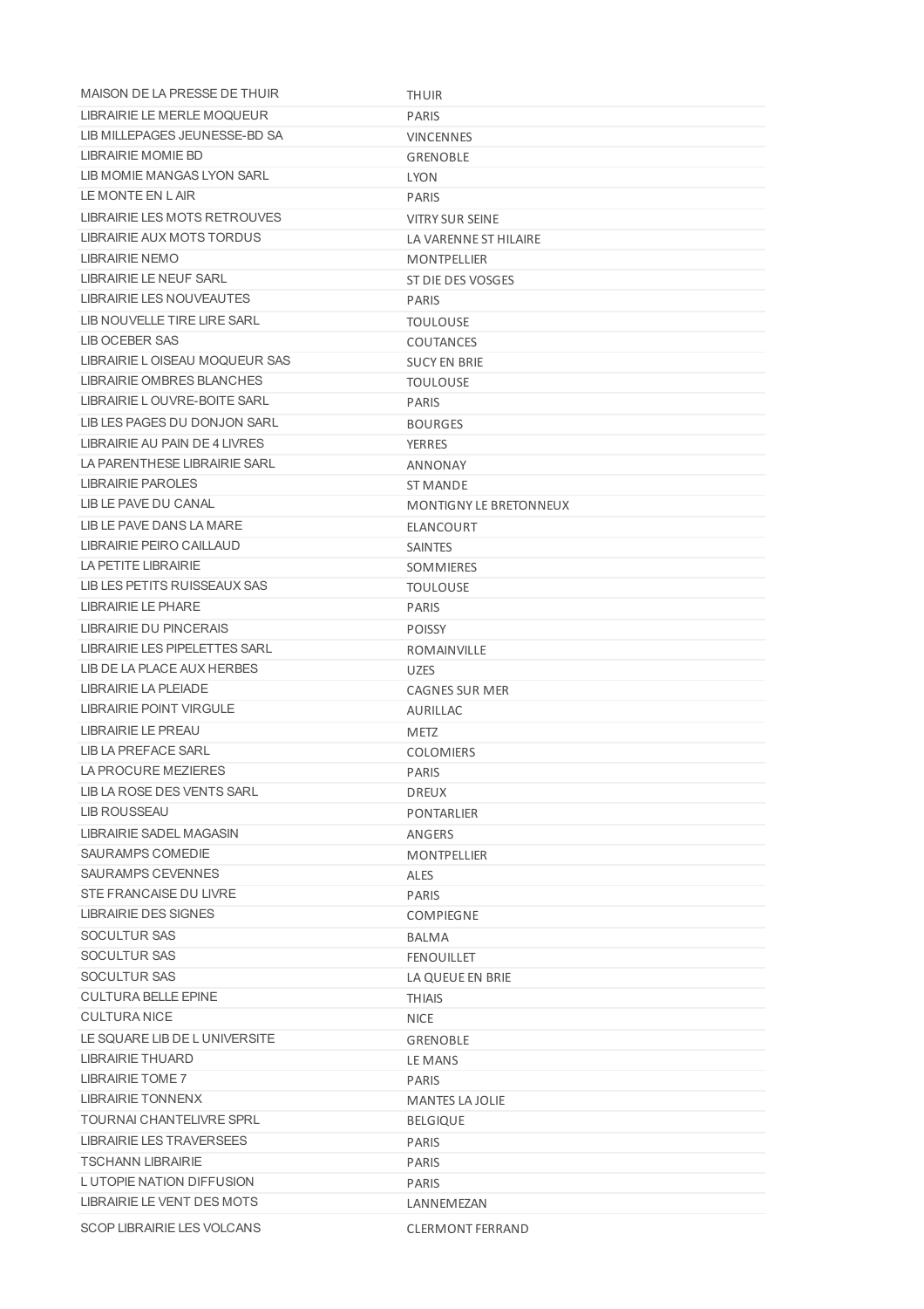| | |
|---|---|
| MAISON DE LA PRESSE DE THUIR | THUIR |
| LIBRAIRIE LE MERLE MOQUEUR | PARIS |
| LIB MILLEPAGES JEUNESSE-BD SA | VINCENNES |
| LIBRAIRIE MOMIE BD | GRENOBLE |
| LIB MOMIE MANGAS LYON SARL | LYON |
| LE MONTE EN L AIR | PARIS |
| LIBRAIRIE LES MOTS RETROUVES | VITRY SUR SEINE |
| LIBRAIRIE AUX MOTS TORDUS | LA VARENNE ST HILAIRE |
| LIBRAIRIE NEMO | MONTPELLIER |
| LIBRAIRIE LE NEUF SARL | ST DIE DES VOSGES |
| LIBRAIRIE LES NOUVEAUTES | PARIS |
| LIB NOUVELLE TIRE LIRE SARL | TOULOUSE |
| LIB OCEBER SAS | COUTANCES |
| LIBRAIRIE L OISEAU MOQUEUR SAS | SUCY EN BRIE |
| LIBRAIRIE OMBRES BLANCHES | TOULOUSE |
| LIBRAIRIE L OUVRE-BOITE SARL | PARIS |
| LIB LES PAGES DU DONJON SARL | BOURGES |
| LIBRAIRIE AU PAIN DE 4 LIVRES | YERRES |
| LA PARENTHESE LIBRAIRIE SARL | ANNONAY |
| LIBRAIRIE PAROLES | ST MANDE |
| LIB LE PAVE DU CANAL | MONTIGNY LE BRETONNEUX |
| LIB LE PAVE DANS LA MARE | ELANCOURT |
| LIBRAIRIE PEIRO CAILLAUD | SAINTES |
| LA PETITE LIBRAIRIE | SOMMIERES |
| LIB LES PETITS RUISSEAUX SAS | TOULOUSE |
| LIBRAIRIE LE PHARE | PARIS |
| LIBRAIRIE DU PINCERAIS | POISSY |
| LIBRAIRIE LES PIPELETTES SARL | ROMAINVILLE |
| LIB DE LA PLACE AUX HERBES | UZES |
| LIBRAIRIE LA PLEIADE | CAGNES SUR MER |
| LIBRAIRIE POINT VIRGULE | AURILLAC |
| LIBRAIRIE LE PREAU | METZ |
| LIB LA PREFACE SARL | COLOMIERS |
| LA PROCURE MEZIERES | PARIS |
| LIB LA ROSE DES VENTS SARL | DREUX |
| LIB ROUSSEAU | PONTARLIER |
| LIBRAIRIE SADEL MAGASIN | ANGERS |
| SAURAMPS COMEDIE | MONTPELLIER |
| SAURAMPS CEVENNES | ALES |
| STE FRANCAISE DU LIVRE | PARIS |
| LIBRAIRIE DES SIGNES | COMPIEGNE |
| SOCULTUR SAS | BALMA |
| SOCULTUR SAS | FENOUILLET |
| SOCULTUR SAS | LA QUEUE EN BRIE |
| CULTURA BELLE EPINE | THIAIS |
| CULTURA NICE | NICE |
| LE SQUARE LIB DE L UNIVERSITE | GRENOBLE |
| LIBRAIRIE THUARD | LE MANS |
| LIBRAIRIE TOME 7 | PARIS |
| LIBRAIRIE TONNENX | MANTES LA JOLIE |
| TOURNAI CHANTELIVRE SPRL | BELGIQUE |
| LIBRAIRIE LES TRAVERSEES | PARIS |
| TSCHANN LIBRAIRIE | PARIS |
| L UTOPIE NATION DIFFUSION | PARIS |
| LIBRAIRIE LE VENT DES MOTS | LANNEMEZAN |
| SCOP LIBRAIRIE LES VOLCANS | CLERMONT FERRAND |